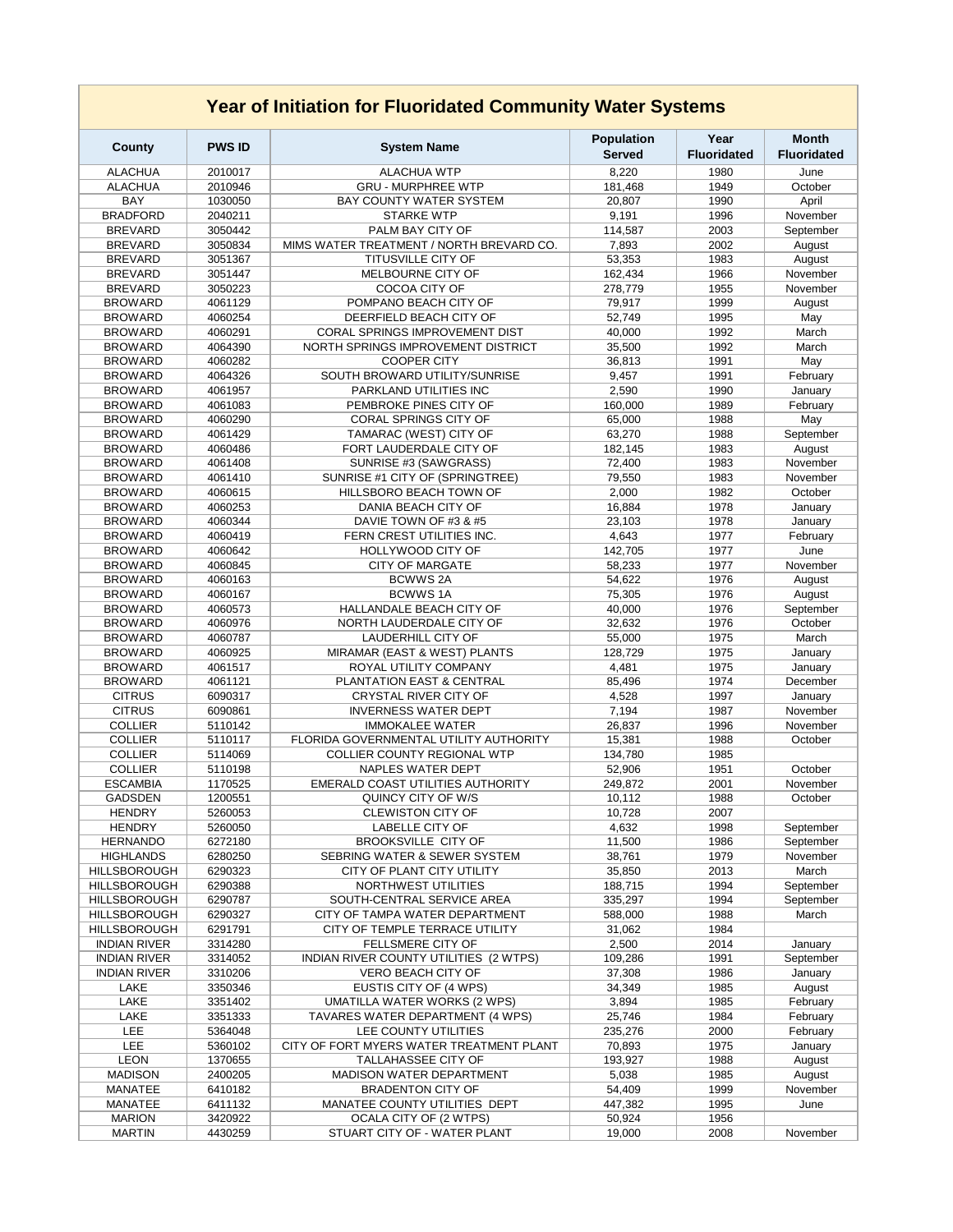# Year of Initiation for Fluoridated Community Water Systems

| County | PWS ID | System Name | Population Served | Year Fluoridated | Month Fluoridated |
|---|---|---|---|---|---|
| ALACHUA | 2010017 | ALACHUA WTP | 8,220 | 1980 | June |
| ALACHUA | 2010946 | GRU - MURPHREE WTP | 181,468 | 1949 | October |
| BAY | 1030050 | BAY COUNTY WATER SYSTEM | 20,807 | 1990 | April |
| BRADFORD | 2040211 | STARKE WTP | 9,191 | 1996 | November |
| BREVARD | 3050442 | PALM BAY CITY OF | 114,587 | 2003 | September |
| BREVARD | 3050834 | MIMS WATER TREATMENT / NORTH BREVARD CO. | 7,893 | 2002 | August |
| BREVARD | 3051367 | TITUSVILLE CITY OF | 53,353 | 1983 | August |
| BREVARD | 3051447 | MELBOURNE CITY OF | 162,434 | 1966 | November |
| BREVARD | 3050223 | COCOA CITY OF | 278,779 | 1955 | November |
| BROWARD | 4061129 | POMPANO BEACH CITY OF | 79,917 | 1999 | August |
| BROWARD | 4060254 | DEERFIELD BEACH CITY OF | 52,749 | 1995 | May |
| BROWARD | 4060291 | CORAL SPRINGS IMPROVEMENT DIST | 40,000 | 1992 | March |
| BROWARD | 4064390 | NORTH SPRINGS IMPROVEMENT DISTRICT | 35,500 | 1992 | March |
| BROWARD | 4060282 | COOPER CITY | 36,813 | 1991 | May |
| BROWARD | 4064326 | SOUTH BROWARD UTILITY/SUNRISE | 9,457 | 1991 | February |
| BROWARD | 4061957 | PARKLAND UTILITIES INC | 2,590 | 1990 | January |
| BROWARD | 4061083 | PEMBROKE PINES CITY OF | 160,000 | 1989 | February |
| BROWARD | 4060290 | CORAL SPRINGS CITY OF | 65,000 | 1988 | May |
| BROWARD | 4061429 | TAMARAC (WEST) CITY OF | 63,270 | 1988 | September |
| BROWARD | 4060486 | FORT LAUDERDALE CITY OF | 182,145 | 1983 | August |
| BROWARD | 4061408 | SUNRISE #3 (SAWGRASS) | 72,400 | 1983 | November |
| BROWARD | 4061410 | SUNRISE #1 CITY OF (SPRINGTREE) | 79,550 | 1983 | November |
| BROWARD | 4060615 | HILLSBORO BEACH TOWN OF | 2,000 | 1982 | October |
| BROWARD | 4060253 | DANIA BEACH CITY OF | 16,884 | 1978 | January |
| BROWARD | 4060344 | DAVIE TOWN OF #3 & #5 | 23,103 | 1978 | January |
| BROWARD | 4060419 | FERN CREST UTILITIES INC. | 4,643 | 1977 | February |
| BROWARD | 4060642 | HOLLYWOOD CITY OF | 142,705 | 1977 | June |
| BROWARD | 4060845 | CITY OF MARGATE | 58,233 | 1977 | November |
| BROWARD | 4060163 | BCWWS 2A | 54,622 | 1976 | August |
| BROWARD | 4060167 | BCWWS 1A | 75,305 | 1976 | August |
| BROWARD | 4060573 | HALLANDALE BEACH CITY OF | 40,000 | 1976 | September |
| BROWARD | 4060976 | NORTH LAUDERDALE CITY OF | 32,632 | 1976 | October |
| BROWARD | 4060787 | LAUDERHILL CITY OF | 55,000 | 1975 | March |
| BROWARD | 4060925 | MIRAMAR (EAST & WEST) PLANTS | 128,729 | 1975 | January |
| BROWARD | 4061517 | ROYAL UTILITY COMPANY | 4,481 | 1975 | January |
| BROWARD | 4061121 | PLANTATION EAST & CENTRAL | 85,496 | 1974 | December |
| CITRUS | 6090317 | CRYSTAL RIVER CITY OF | 4,528 | 1997 | January |
| CITRUS | 6090861 | INVERNESS WATER DEPT | 7,194 | 1987 | November |
| COLLIER | 5110142 | IMMOKALEE WATER | 26,837 | 1996 | November |
| COLLIER | 5110117 | FLORIDA GOVERNMENTAL UTILITY AUTHORITY | 15,381 | 1988 | October |
| COLLIER | 5114069 | COLLIER COUNTY REGIONAL WTP | 134,780 | 1985 | |
| COLLIER | 5110198 | NAPLES WATER DEPT | 52,906 | 1951 | October |
| ESCAMBIA | 1170525 | EMERALD COAST UTILITIES AUTHORITY | 249,872 | 2001 | November |
| GADSDEN | 1200551 | QUINCY CITY OF W/S | 10,112 | 1988 | October |
| HENDRY | 5260053 | CLEWISTON CITY OF | 10,728 | 2007 | |
| HENDRY | 5260050 | LABELLE CITY OF | 4,632 | 1998 | September |
| HERNANDO | 6272180 | BROOKSVILLE CITY OF | 11,500 | 1986 | September |
| HIGHLANDS | 6280250 | SEBRING WATER & SEWER SYSTEM | 38,761 | 1979 | November |
| HILLSBOROUGH | 6290323 | CITY OF PLANT CITY UTILITY | 35,850 | 2013 | March |
| HILLSBOROUGH | 6290388 | NORTHWEST UTILITIES | 188,715 | 1994 | September |
| HILLSBOROUGH | 6290787 | SOUTH-CENTRAL SERVICE AREA | 335,297 | 1994 | September |
| HILLSBOROUGH | 6290327 | CITY OF TAMPA WATER DEPARTMENT | 588,000 | 1988 | March |
| HILLSBOROUGH | 6291791 | CITY OF TEMPLE TERRACE UTILITY | 31,062 | 1984 | |
| INDIAN RIVER | 3314280 | FELLSMERE CITY OF | 2,500 | 2014 | January |
| INDIAN RIVER | 3314052 | INDIAN RIVER COUNTY UTILITIES (2 WTPS) | 109,286 | 1991 | September |
| INDIAN RIVER | 3310206 | VERO BEACH CITY OF | 37,308 | 1986 | January |
| LAKE | 3350346 | EUSTIS CITY OF (4 WPS) | 34,349 | 1985 | August |
| LAKE | 3351402 | UMATILLA WATER WORKS (2 WPS) | 3,894 | 1985 | February |
| LAKE | 3351333 | TAVARES WATER DEPARTMENT (4 WPS) | 25,746 | 1984 | February |
| LEE | 5364048 | LEE COUNTY UTILITIES | 235,276 | 2000 | February |
| LEE | 5360102 | CITY OF FORT MYERS WATER TREATMENT PLANT | 70,893 | 1975 | January |
| LEON | 1370655 | TALLAHASSEE CITY OF | 193,927 | 1988 | August |
| MADISON | 2400205 | MADISON WATER DEPARTMENT | 5,038 | 1985 | August |
| MANATEE | 6410182 | BRADENTON CITY OF | 54,409 | 1999 | November |
| MANATEE | 6411132 | MANATEE COUNTY UTILITIES DEPT | 447,382 | 1995 | June |
| MARION | 3420922 | OCALA CITY OF (2 WTPS) | 50,924 | 1956 | |
| MARTIN | 4430259 | STUART CITY OF - WATER PLANT | 19,000 | 2008 | November |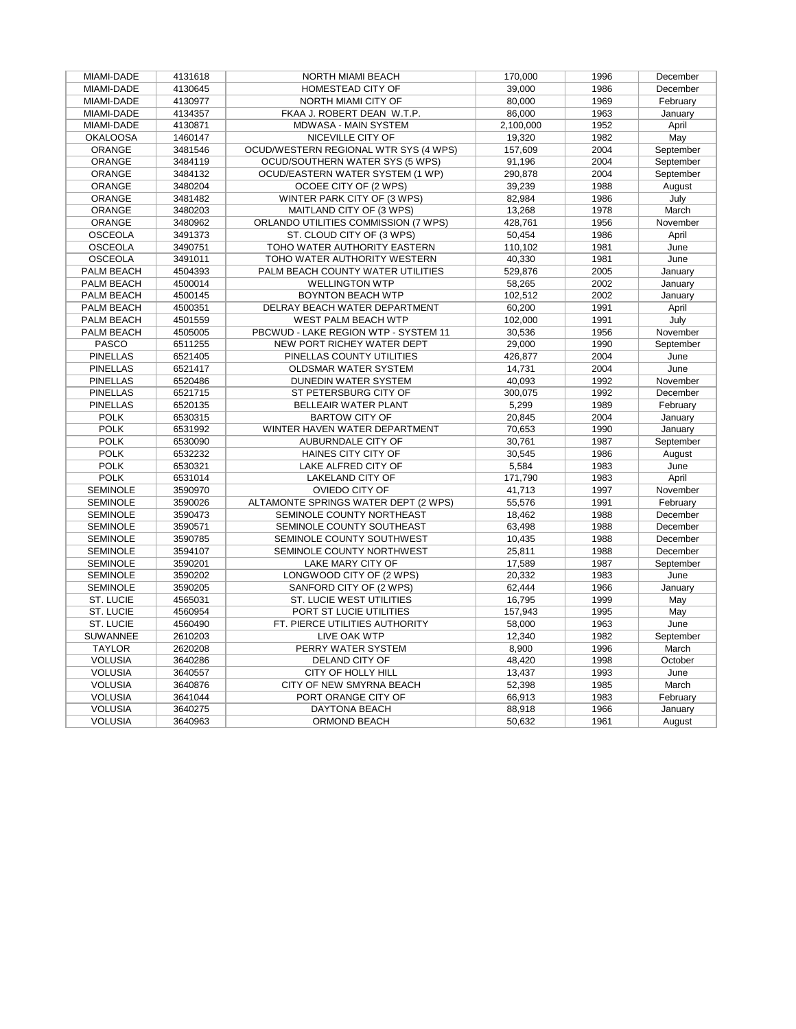| | | | | | |
|---|---|---|---|---|---|
| MIAMI-DADE | 4131618 | NORTH MIAMI BEACH | 170,000 | 1996 | December |
| MIAMI-DADE | 4130645 | HOMESTEAD CITY OF | 39,000 | 1986 | December |
| MIAMI-DADE | 4130977 | NORTH MIAMI CITY OF | 80,000 | 1969 | February |
| MIAMI-DADE | 4134357 | FKAA J. ROBERT DEAN W.T.P. | 86,000 | 1963 | January |
| MIAMI-DADE | 4130871 | MDWASA - MAIN SYSTEM | 2,100,000 | 1952 | April |
| OKALOOSA | 1460147 | NICEVILLE CITY OF | 19,320 | 1982 | May |
| ORANGE | 3481546 | OCUD/WESTERN REGIONAL WTR SYS (4 WPS) | 157,609 | 2004 | September |
| ORANGE | 3484119 | OCUD/SOUTHERN WATER SYS (5 WPS) | 91,196 | 2004 | September |
| ORANGE | 3484132 | OCUD/EASTERN WATER SYSTEM (1 WP) | 290,878 | 2004 | September |
| ORANGE | 3480204 | OCOEE CITY OF (2 WPS) | 39,239 | 1988 | August |
| ORANGE | 3481482 | WINTER PARK CITY OF (3 WPS) | 82,984 | 1986 | July |
| ORANGE | 3480203 | MAITLAND CITY OF (3 WPS) | 13,268 | 1978 | March |
| ORANGE | 3480962 | ORLANDO UTILITIES COMMISSION (7 WPS) | 428,761 | 1956 | November |
| OSCEOLA | 3491373 | ST. CLOUD CITY OF (3 WPS) | 50,454 | 1986 | April |
| OSCEOLA | 3490751 | TOHO WATER AUTHORITY EASTERN | 110,102 | 1981 | June |
| OSCEOLA | 3491011 | TOHO WATER AUTHORITY WESTERN | 40,330 | 1981 | June |
| PALM BEACH | 4504393 | PALM BEACH COUNTY WATER UTILITIES | 529,876 | 2005 | January |
| PALM BEACH | 4500014 | WELLINGTON WTP | 58,265 | 2002 | January |
| PALM BEACH | 4500145 | BOYNTON BEACH WTP | 102,512 | 2002 | January |
| PALM BEACH | 4500351 | DELRAY BEACH WATER DEPARTMENT | 60,200 | 1991 | April |
| PALM BEACH | 4501559 | WEST PALM BEACH WTP | 102,000 | 1991 | July |
| PALM BEACH | 4505005 | PBCWUD - LAKE REGION WTP - SYSTEM 11 | 30,536 | 1956 | November |
| PASCO | 6511255 | NEW PORT RICHEY WATER DEPT | 29,000 | 1990 | September |
| PINELLAS | 6521405 | PINELLAS COUNTY UTILITIES | 426,877 | 2004 | June |
| PINELLAS | 6521417 | OLDSMAR WATER SYSTEM | 14,731 | 2004 | June |
| PINELLAS | 6520486 | DUNEDIN WATER SYSTEM | 40,093 | 1992 | November |
| PINELLAS | 6521715 | ST PETERSBURG CITY OF | 300,075 | 1992 | December |
| PINELLAS | 6520135 | BELLEAIR WATER PLANT | 5,299 | 1989 | February |
| POLK | 6530315 | BARTOW CITY OF | 20,845 | 2004 | January |
| POLK | 6531992 | WINTER HAVEN WATER DEPARTMENT | 70,653 | 1990 | January |
| POLK | 6530090 | AUBURNDALE CITY OF | 30,761 | 1987 | September |
| POLK | 6532232 | HAINES CITY CITY OF | 30,545 | 1986 | August |
| POLK | 6530321 | LAKE ALFRED CITY OF | 5,584 | 1983 | June |
| POLK | 6531014 | LAKELAND CITY OF | 171,790 | 1983 | April |
| SEMINOLE | 3590970 | OVIEDO CITY OF | 41,713 | 1997 | November |
| SEMINOLE | 3590026 | ALTAMONTE SPRINGS WATER DEPT (2 WPS) | 55,576 | 1991 | February |
| SEMINOLE | 3590473 | SEMINOLE COUNTY NORTHEAST | 18,462 | 1988 | December |
| SEMINOLE | 3590571 | SEMINOLE COUNTY SOUTHEAST | 63,498 | 1988 | December |
| SEMINOLE | 3590785 | SEMINOLE COUNTY SOUTHWEST | 10,435 | 1988 | December |
| SEMINOLE | 3594107 | SEMINOLE COUNTY NORTHWEST | 25,811 | 1988 | December |
| SEMINOLE | 3590201 | LAKE MARY CITY OF | 17,589 | 1987 | September |
| SEMINOLE | 3590202 | LONGWOOD CITY OF (2 WPS) | 20,332 | 1983 | June |
| SEMINOLE | 3590205 | SANFORD CITY OF (2 WPS) | 62,444 | 1966 | January |
| ST. LUCIE | 4565031 | ST. LUCIE WEST UTILITIES | 16,795 | 1999 | May |
| ST. LUCIE | 4560954 | PORT ST LUCIE UTILITIES | 157,943 | 1995 | May |
| ST. LUCIE | 4560490 | FT. PIERCE UTILITIES AUTHORITY | 58,000 | 1963 | June |
| SUWANNEE | 2610203 | LIVE OAK WTP | 12,340 | 1982 | September |
| TAYLOR | 2620208 | PERRY WATER SYSTEM | 8,900 | 1996 | March |
| VOLUSIA | 3640286 | DELAND CITY OF | 48,420 | 1998 | October |
| VOLUSIA | 3640557 | CITY OF HOLLY HILL | 13,437 | 1993 | June |
| VOLUSIA | 3640876 | CITY OF NEW SMYRNA BEACH | 52,398 | 1985 | March |
| VOLUSIA | 3641044 | PORT ORANGE CITY OF | 66,913 | 1983 | February |
| VOLUSIA | 3640275 | DAYTONA BEACH | 88,918 | 1966 | January |
| VOLUSIA | 3640963 | ORMOND BEACH | 50,632 | 1961 | August |